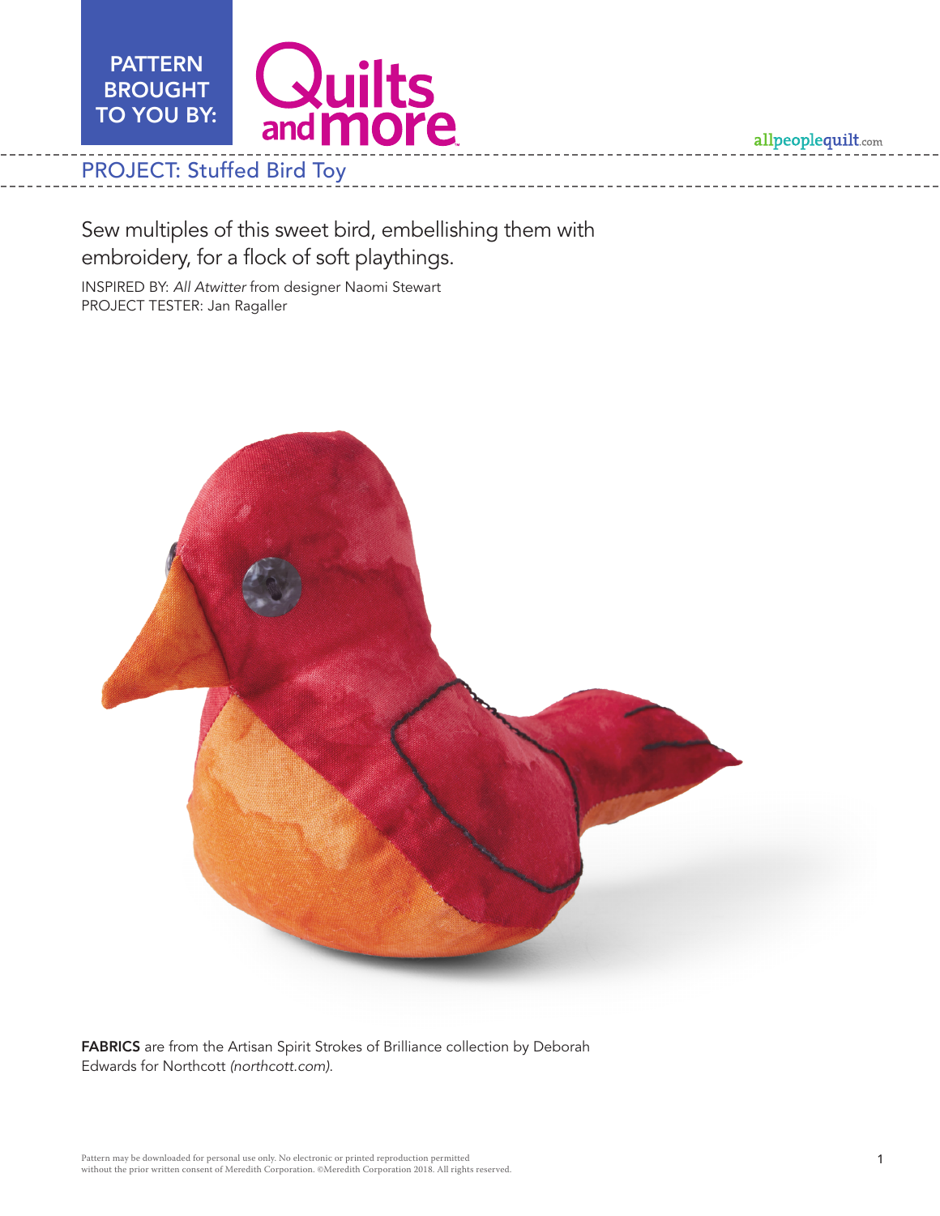PATTERN BROUGHT TO YOU BY: Quilts and more

allpeoplequilt.com

# PROJECT: Stuffed Bird Toy

Sew multiples of this sweet bird, embellishing them with embroidery, for a flock of soft playthings.

INSPIRED BY: *All Atwitter* from designer Naomi Stewart
PROJECT TESTER: Jan Ragaller

**FABRICS** are from the Artisan Spirit Strokes of Brilliance collection by Deborah Edwards for Northcott *(northcott.com)*.

Pattern may be downloaded for personal use only. No electronic or printed reproduction permitted without the prior written consent of Meredith Corporation. ©Meredith Corporation 2018. All rights reserved.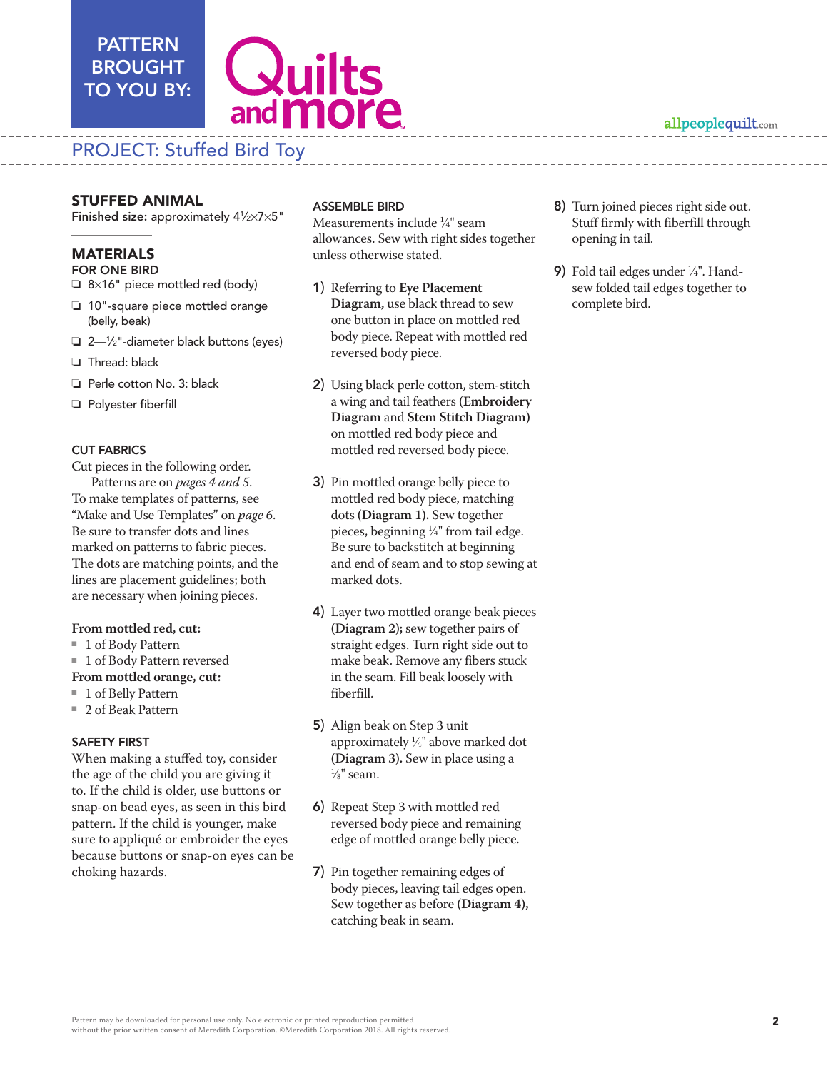PATTERN BROUGHT TO YOU BY: Quilts and more

allpeoplequilt.com

## PROJECT: Stuffed Bird Toy

### STUFFED ANIMAL

**Finished size:** approximately 4½×7×5"

### MATERIALS

**FOR ONE BIRD**

- ❏ 8×16" piece mottled red (body)
- ❏ 10"-square piece mottled orange (belly, beak)
- ❏ 2—½"-diameter black buttons (eyes)
- ❏ Thread: black
- ❏ Perle cotton No. 3: black
- ❏ Polyester fiberfill

### CUT FABRICS

Cut pieces in the following order.

Patterns are on *pages 4 and 5*. To make templates of patterns, see "Make and Use Templates" on *page 6*. Be sure to transfer dots and lines marked on patterns to fabric pieces. The dots are matching points, and the lines are placement guidelines; both are necessary when joining pieces.

**From mottled red, cut:**

- 1 of Body Pattern
- 1 of Body Pattern reversed

**From mottled orange, cut:**

- 1 of Belly Pattern
- 2 of Beak Pattern

### SAFETY FIRST

When making a stuffed toy, consider the age of the child you are giving it to. If the child is older, use buttons or snap-on bead eyes, as seen in this bird pattern. If the child is younger, make sure to appliqué or embroider the eyes because buttons or snap-on eyes can be choking hazards.

### ASSEMBLE BIRD

Measurements include ¼" seam allowances. Sew with right sides together unless otherwise stated.

1) Referring to **Eye Placement Diagram,** use black thread to sew one button in place on mottled red body piece. Repeat with mottled red reversed body piece.

2) Using black perle cotton, stem-stitch a wing and tail feathers **(Embroidery Diagram** and **Stem Stitch Diagram)** on mottled red body piece and mottled red reversed body piece.

3) Pin mottled orange belly piece to mottled red body piece, matching dots **(Diagram 1).** Sew together pieces, beginning ¼" from tail edge. Be sure to backstitch at beginning and end of seam and to stop sewing at marked dots.

4) Layer two mottled orange beak pieces **(Diagram 2);** sew together pairs of straight edges. Turn right side out to make beak. Remove any fibers stuck in the seam. Fill beak loosely with fiberfill.

5) Align beak on Step 3 unit approximately ¼" above marked dot **(Diagram 3).** Sew in place using a ⅛" seam.

6) Repeat Step 3 with mottled red reversed body piece and remaining edge of mottled orange belly piece.

7) Pin together remaining edges of body pieces, leaving tail edges open. Sew together as before **(Diagram 4),** catching beak in seam.

8) Turn joined pieces right side out. Stuff firmly with fiberfill through opening in tail.

9) Fold tail edges under ¼". Hand-sew folded tail edges together to complete bird.

Pattern may be downloaded for personal use only. No electronic or printed reproduction permitted without the prior written consent of Meredith Corporation. ©Meredith Corporation 2018. All rights reserved.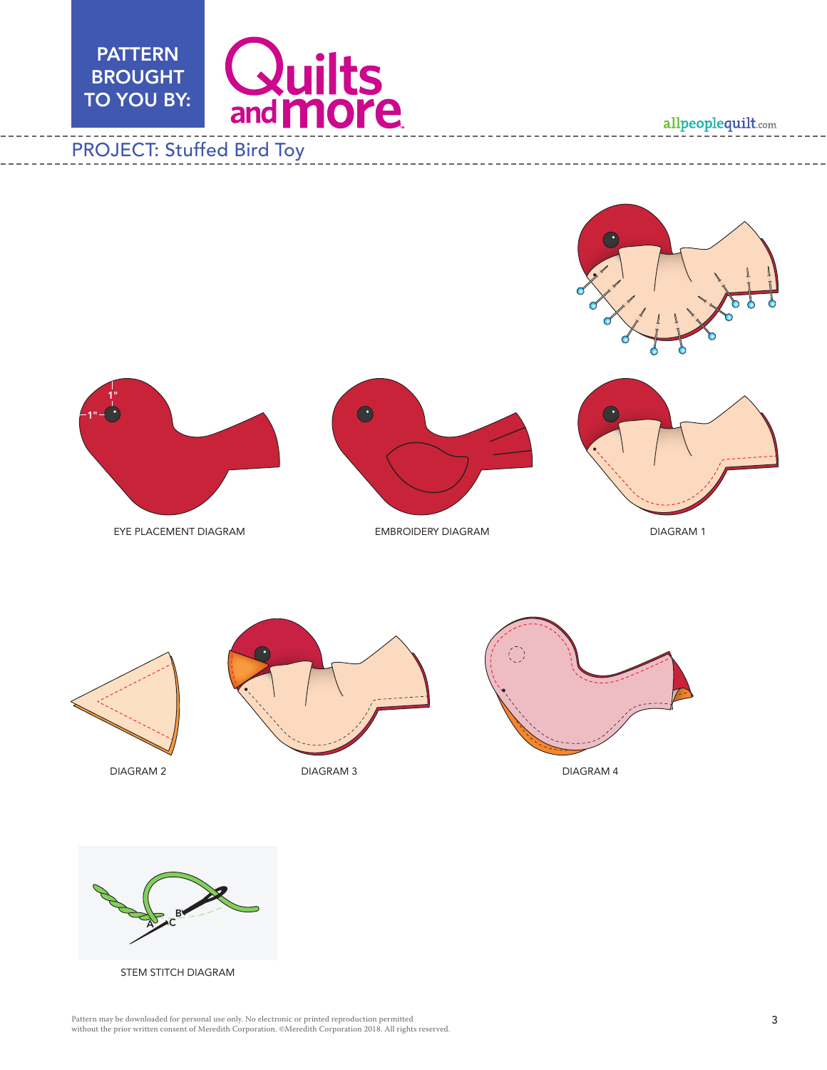PROJECT: Stuffed Bird Toy

1"

1"

EYE PLACEMENT DIAGRAM

EMBROIDERY DIAGRAM

DIAGRAM 1

DIAGRAM 2

DIAGRAM 3

DIAGRAM 4

B

A

C

STEM STITCH DIAGRAM

Pattern may be downloaded for personal use only. No electronic or printed reproduction permitted without the prior written consent of Meredith Corporation. ©Meredith Corporation 2018. All rights reserved.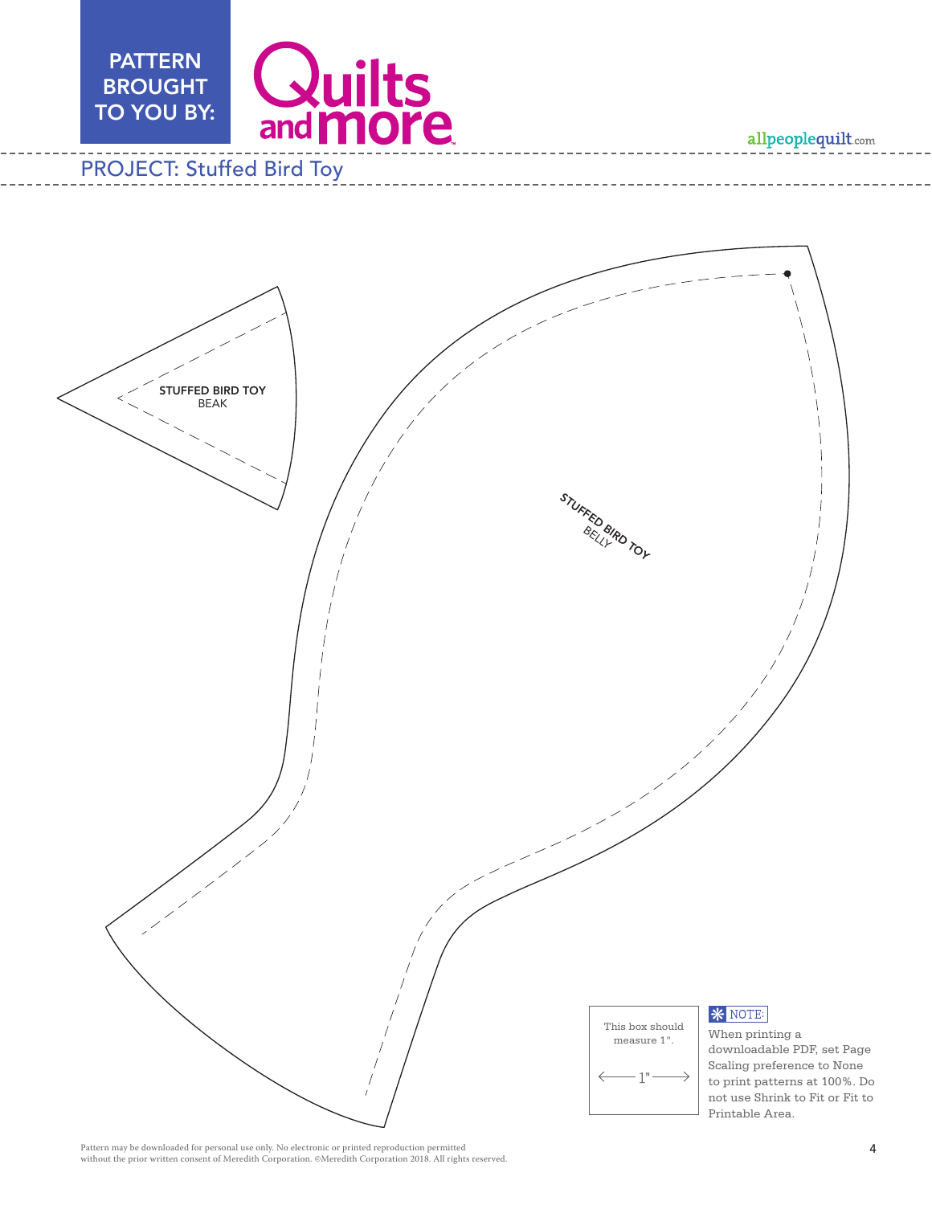PATTERN BROUGHT TO YOU BY: Quilts and more

allpeoplequilt.com

## PROJECT: Stuffed Bird Toy

**STUFFED BIRD TOY**
BEAK

**STUFFED BIRD TOY**
BELLY

This box should measure 1".

1"

**NOTE:** When printing a downloadable PDF, set Page Scaling preference to None to print patterns at 100%. Do not use Shrink to Fit or Fit to Printable Area.

Pattern may be downloaded for personal use only. No electronic or printed reproduction permitted without the prior written consent of Meredith Corporation. ©Meredith Corporation 2018. All rights reserved.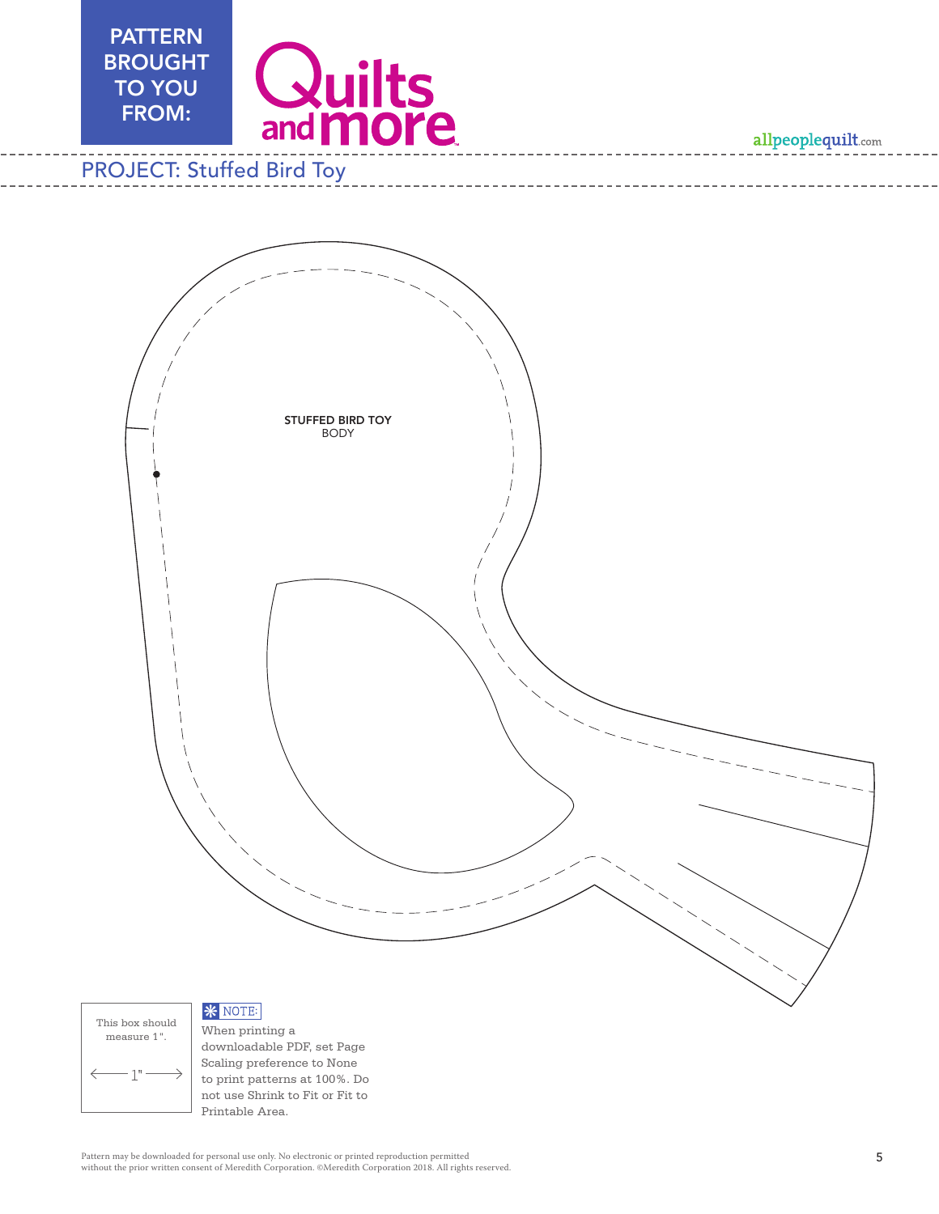PATTERN BROUGHT TO YOU FROM:

Quilts and more

allpeoplequilt.com

PROJECT: Stuffed Bird Toy

STUFFED BIRD TOY
BODY

This box should measure 1".

1"

NOTE:
When printing a downloadable PDF, set Page Scaling preference to None to print patterns at 100%. Do not use Shrink to Fit or Fit to Printable Area.

Pattern may be downloaded for personal use only. No electronic or printed reproduction permitted without the prior written consent of Meredith Corporation. ©Meredith Corporation 2018. All rights reserved.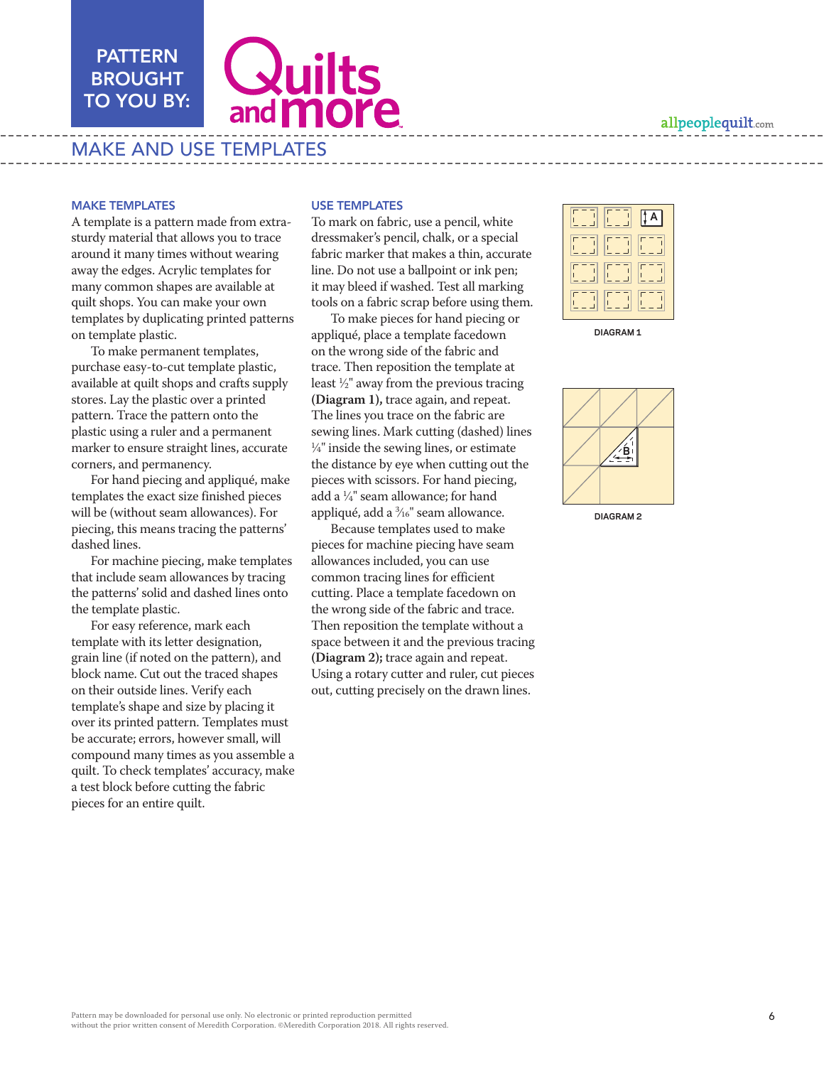# MAKE AND USE TEMPLATES

## MAKE TEMPLATES

A template is a pattern made from extra-sturdy material that allows you to trace around it many times without wearing away the edges. Acrylic templates for many common shapes are available at quilt shops. You can make your own templates by duplicating printed patterns on template plastic.

To make permanent templates, purchase easy-to-cut template plastic, available at quilt shops and crafts supply stores. Lay the plastic over a printed pattern. Trace the pattern onto the plastic using a ruler and a permanent marker to ensure straight lines, accurate corners, and permanency.

For hand piecing and appliqué, make templates the exact size finished pieces will be (without seam allowances). For piecing, this means tracing the patterns' dashed lines.

For machine piecing, make templates that include seam allowances by tracing the patterns' solid and dashed lines onto the template plastic.

For easy reference, mark each template with its letter designation, grain line (if noted on the pattern), and block name. Cut out the traced shapes on their outside lines. Verify each template's shape and size by placing it over its printed pattern. Templates must be accurate; errors, however small, will compound many times as you assemble a quilt. To check templates' accuracy, make a test block before cutting the fabric pieces for an entire quilt.

## USE TEMPLATES

To mark on fabric, use a pencil, white dressmaker's pencil, chalk, or a special fabric marker that makes a thin, accurate line. Do not use a ballpoint or ink pen; it may bleed if washed. Test all marking tools on a fabric scrap before using them.

To make pieces for hand piecing or appliqué, place a template facedown on the wrong side of the fabric and trace. Then reposition the template at least ½" away from the previous tracing **(Diagram 1),** trace again, and repeat. The lines you trace on the fabric are sewing lines. Mark cutting (dashed) lines ¼" inside the sewing lines, or estimate the distance by eye when cutting out the pieces with scissors. For hand piecing, add a ¼" seam allowance; for hand appliqué, add a 3⁄16" seam allowance.

Because templates used to make pieces for machine piecing have seam allowances included, you can use common tracing lines for efficient cutting. Place a template facedown on the wrong side of the fabric and trace. Then reposition the template without a space between it and the previous tracing **(Diagram 2);** trace again and repeat. Using a rotary cutter and ruler, cut pieces out, cutting precisely on the drawn lines.

A

DIAGRAM 1

B

DIAGRAM 2

Pattern may be downloaded for personal use only. No electronic or printed reproduction permitted without the prior written consent of Meredith Corporation. ©Meredith Corporation 2018. All rights reserved.